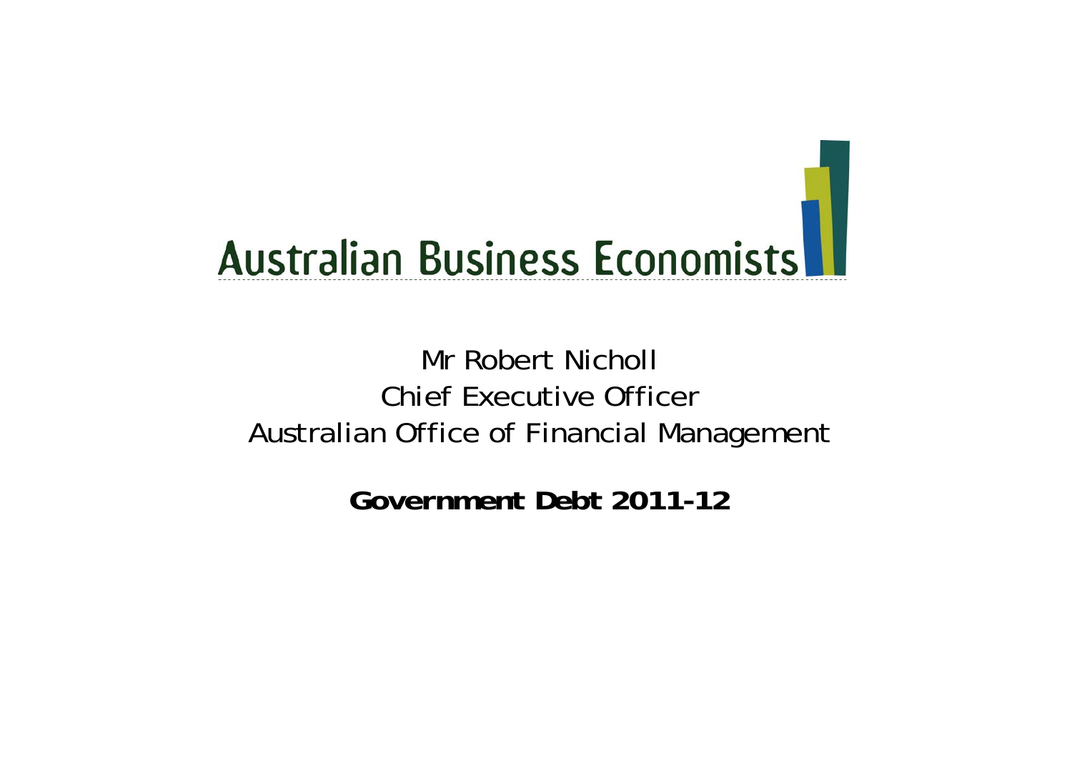# Australian Business Economists

Mr Robert Nicholl
Chief Executive Officer
Australian Office of Financial Management

**Government Debt 2011-12**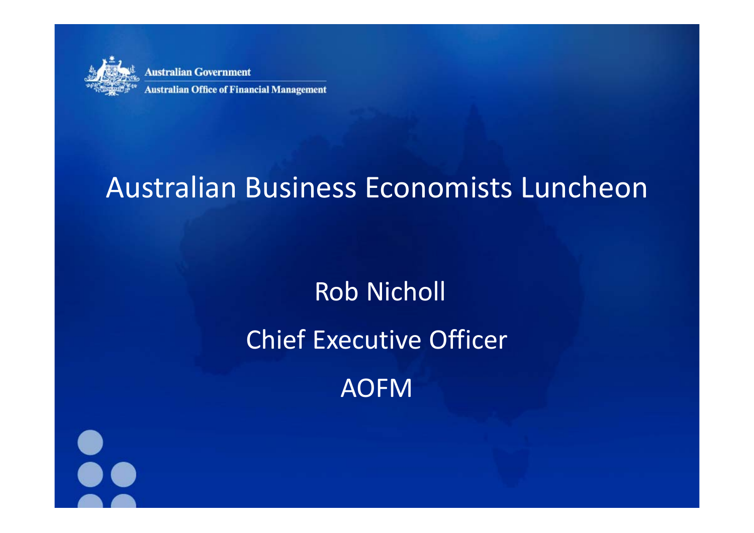Australian Government

Australian Office of Financial Management

# Australian Business Economists Luncheon

Rob Nicholl

Chief Executive Officer

AOFM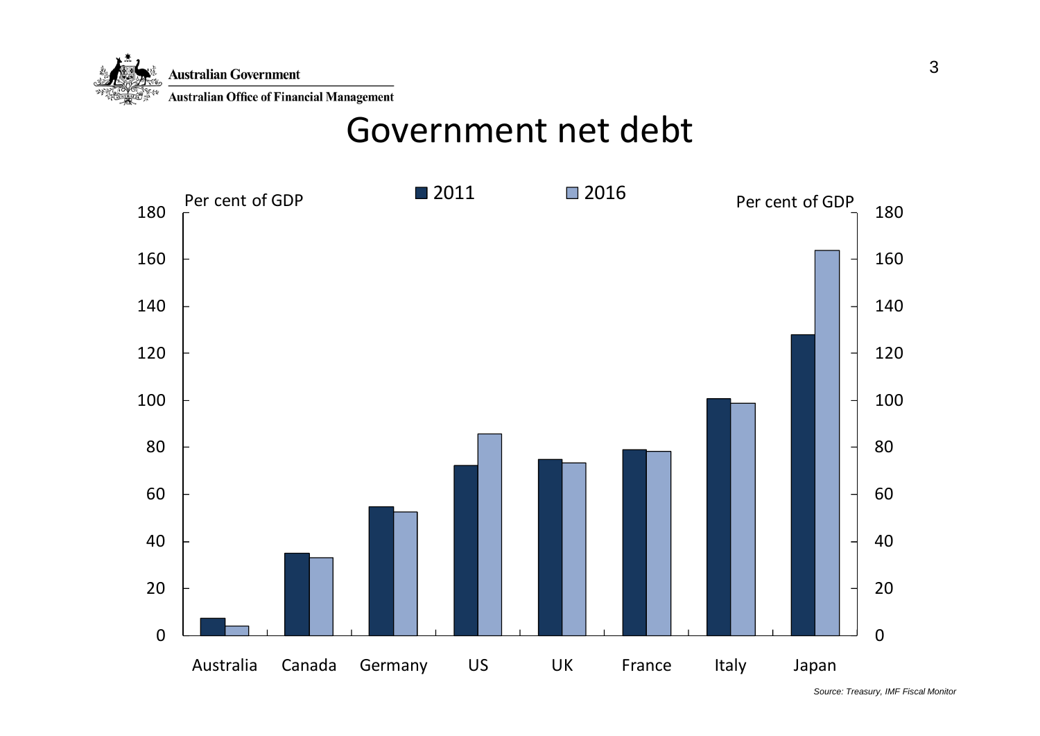Australian Government

Australian Office of Financial Management

# Government net debt

| | 2011 | 2016 |
|---|---|---|
| Australia | | |
| Canada | | |
| Germany | | |
| US | | |
| UK | | |
| France | | |
| Italy | | |
| Japan | | |

Per cent of GDP

*Source: Treasury, IMF Fiscal Monitor*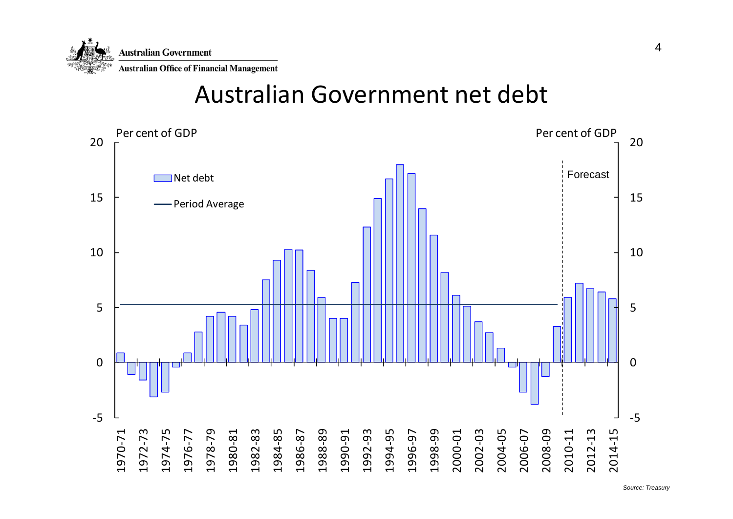Australian Government

Australian Office of Financial Management

# Australian Government net debt

Per cent of GDP

Net debt

Period Average

Forecast

Source: Treasury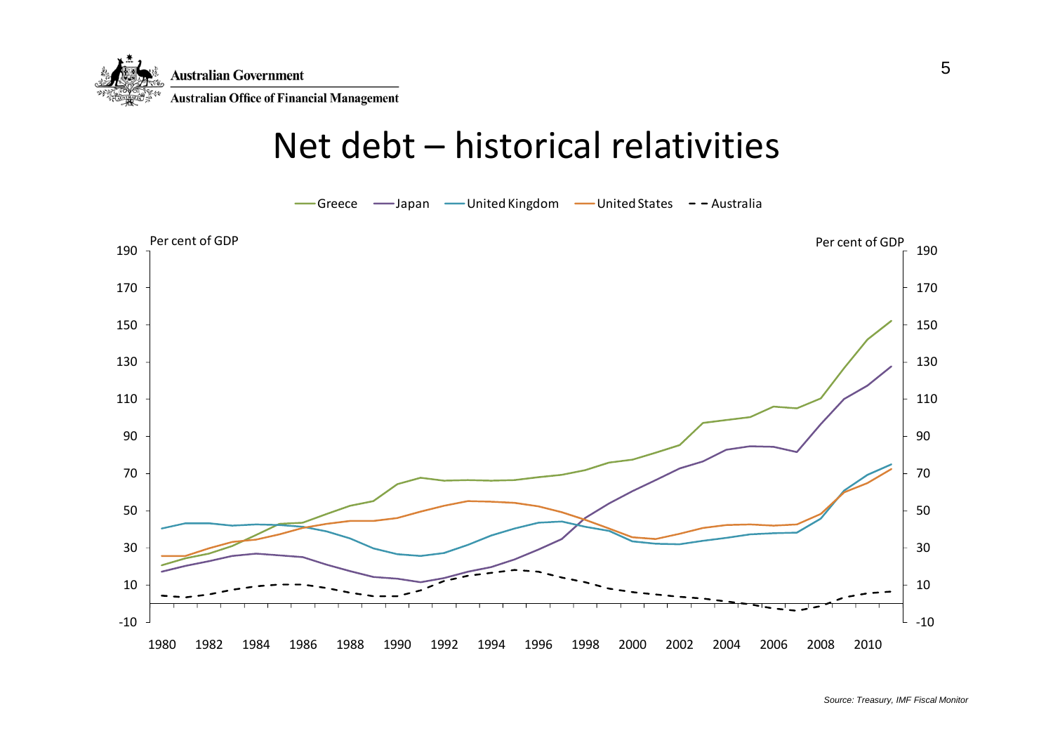# Net debt – historical relativities

Greece — Japan — United Kingdom — United States - - Australia

Per cent of GDP

Source: Treasury, IMF Fiscal Monitor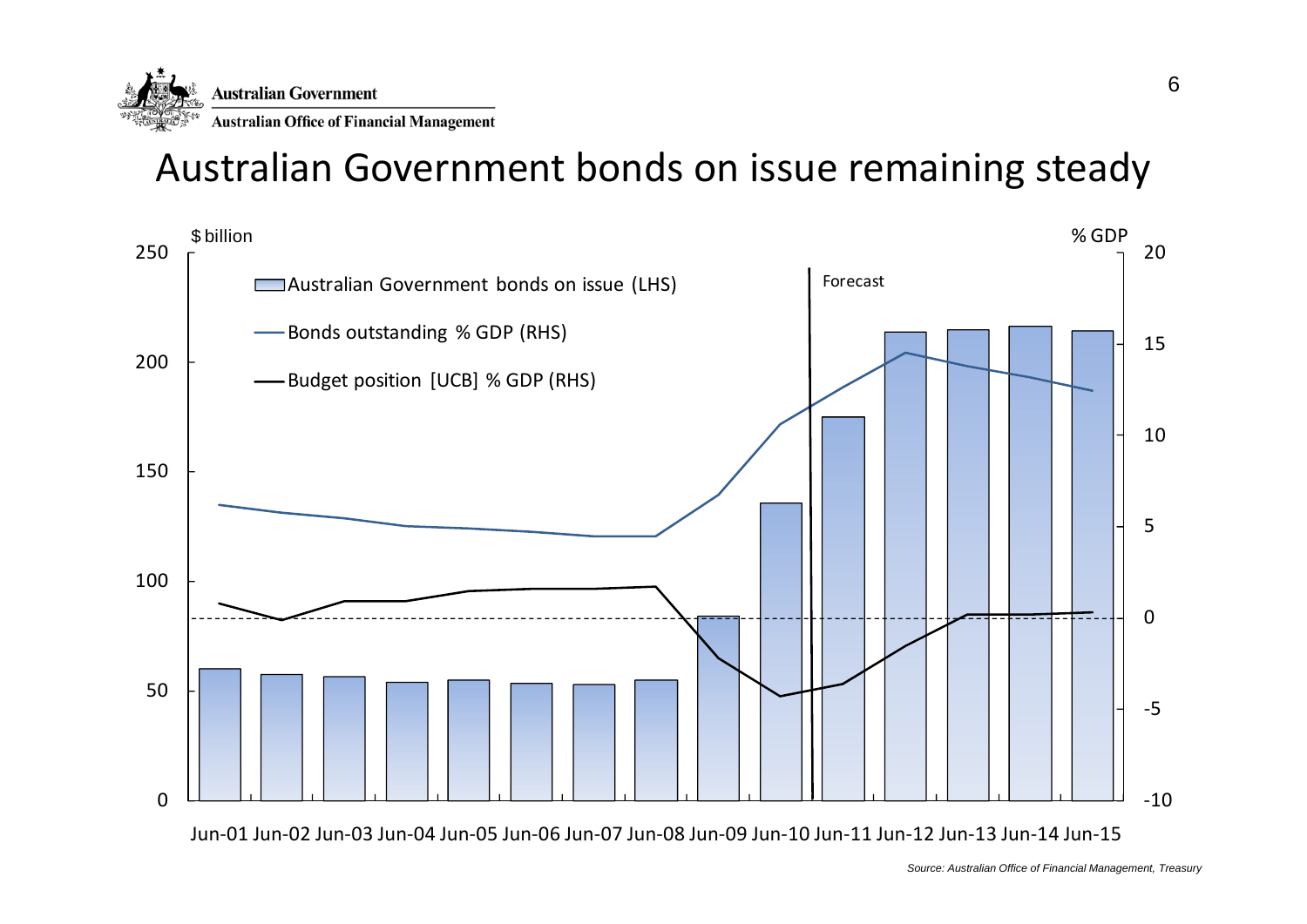Australian Government
Australian Office of Financial Management

# Australian Government bonds on issue remaining steady

$ billion | % GDP

- Australian Government bonds on issue (LHS)
- Bonds outstanding % GDP (RHS)
- Budget position [UCB] % GDP (RHS)

Forecast

LHS axis: 0, 50, 100, 150, 200, 250

RHS axis: -10, -5, 0, 5, 10, 15, 20

Jun-01 Jun-02 Jun-03 Jun-04 Jun-05 Jun-06 Jun-07 Jun-08 Jun-09 Jun-10 Jun-11 Jun-12 Jun-13 Jun-14 Jun-15

*Source: Australian Office of Financial Management, Treasury*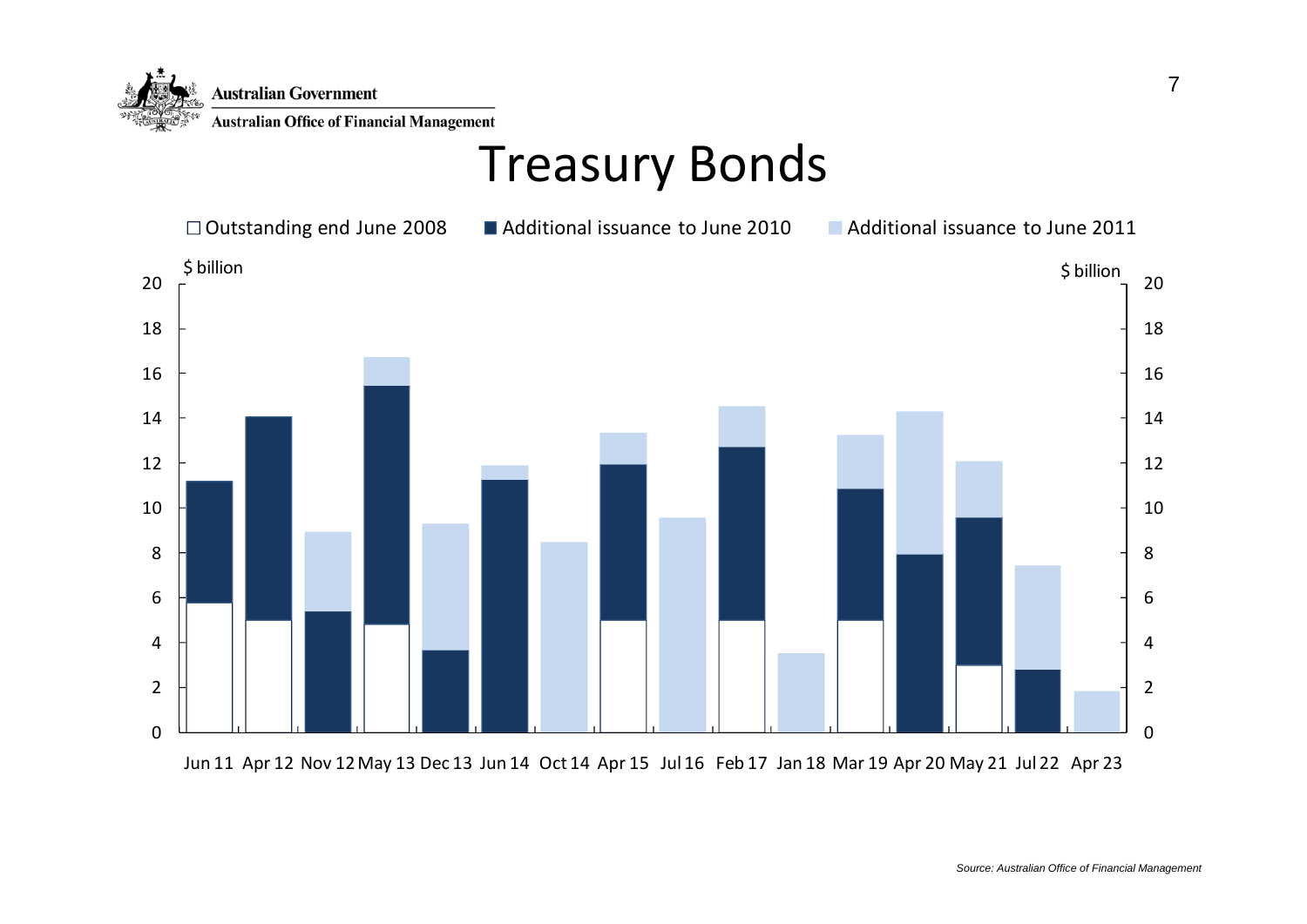Australian Government

Australian Office of Financial Management

# Treasury Bonds

□ Outstanding end June 2008 ■ Additional issuance to June 2010 ■ Additional issuance to June 2011

$ billion

Jun 11 Apr 12 Nov 12 May 13 Dec 13 Jun 14 Oct 14 Apr 15 Jul 16 Feb 17 Jan 18 Mar 19 Apr 20 May 21 Jul 22 Apr 23

*Source: Australian Office of Financial Management*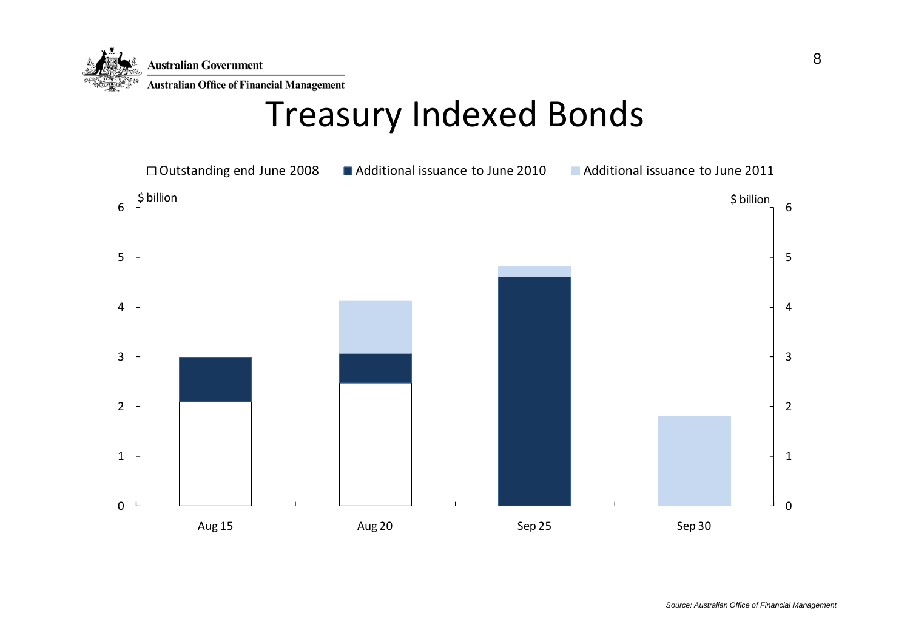Australian Government

Australian Office of Financial Management

# Treasury Indexed Bonds

□ Outstanding end June 2008 ■ Additional issuance to June 2010 ■ Additional issuance to June 2011

$ billion

Aug 15 | Aug 20 | Sep 25 | Sep 30

*Source: Australian Office of Financial Management*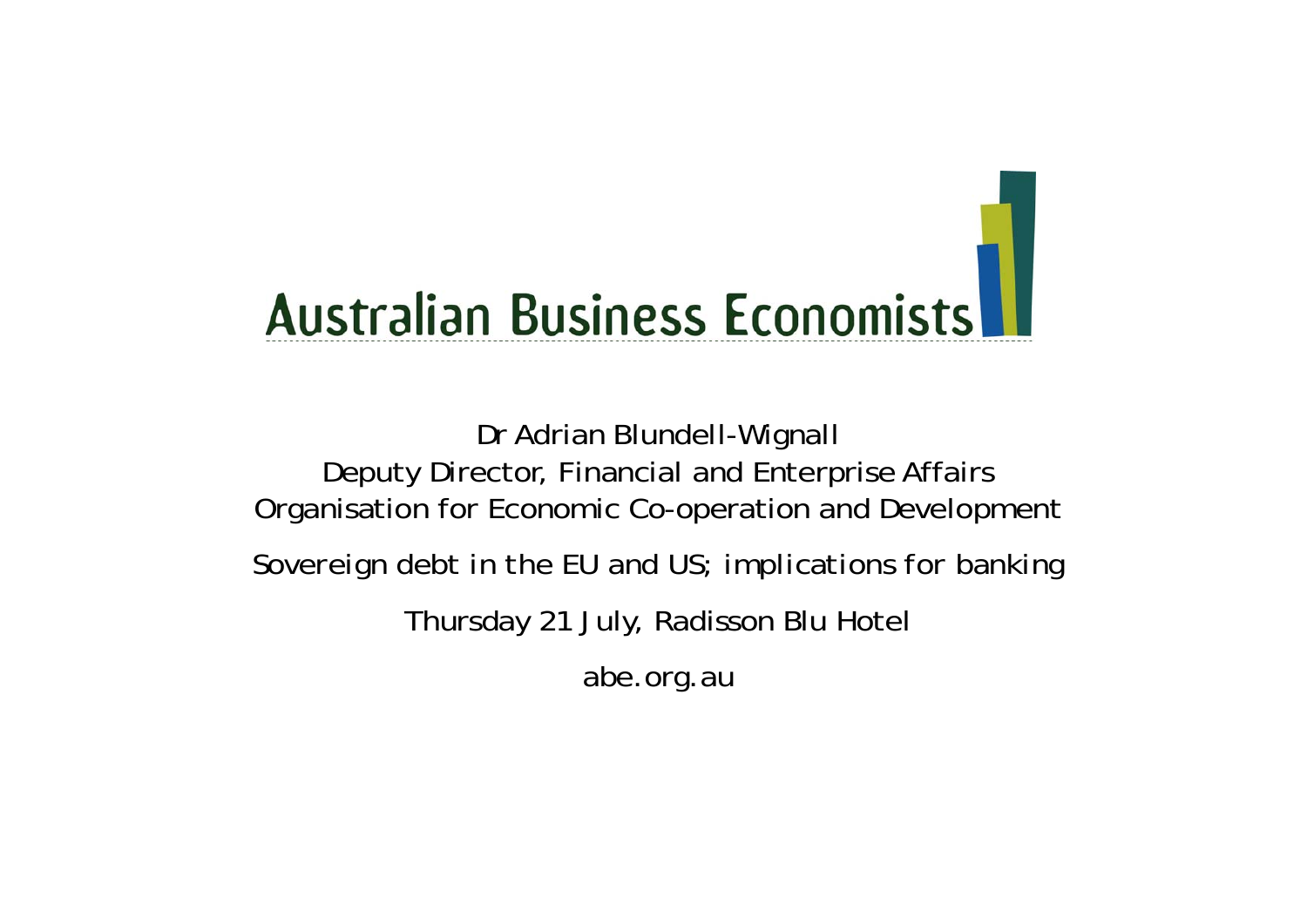# Australian Business Economists

Dr Adrian Blundell-Wignall
Deputy Director, Financial and Enterprise Affairs
Organisation for Economic Co-operation and Development

Sovereign debt in the EU and US; implications for banking

Thursday 21 July, Radisson Blu Hotel

abe.org.au